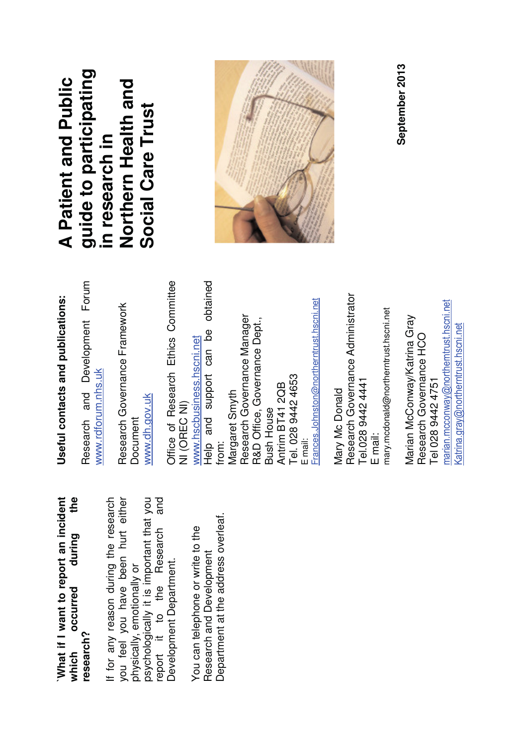**`What if I want to report an incident which occurred during the research?**

If for any reason during the research you feel you have been hurt either physically, emotionally or psychologically it is important that you report it to the Research and Development Department.

You can telephone or write to the Research and Development Department at the address overleaf.

**Useful contacts and publications:**

Research and Development Forum
www.rdforum.nhs.uk

Research Governance Framework Document
www.dh.gov.uk

Office of Research Ethics Committee NI (OREC NI)
www.hscbusiness.hscni.net
Help and support can be obtained from:

Margaret Smyth
Research Governance Manager
R&D Office, Governance Dept.,
Bush House
Antrim BT41 2QB
Tel. 028 9442 4653
E mail:
Frances.Johnston@northerntrust.hscni.net

Mary Mc Donald
Research Governance Administrator
Tel.028 9442 4441
E mail:
mary.mcdonald@northerntrust.hscni.net

Marian McConway/Katrina Gray
Research Governance HCO
Tel 028 9442 4751
marian.mcconway@northerntrust.hscni.net
Katrina.gray@northerntrust.hscni.net

# A Patient and Public guide to participating in research in Northern Health and Social Care Trust

**September 2013**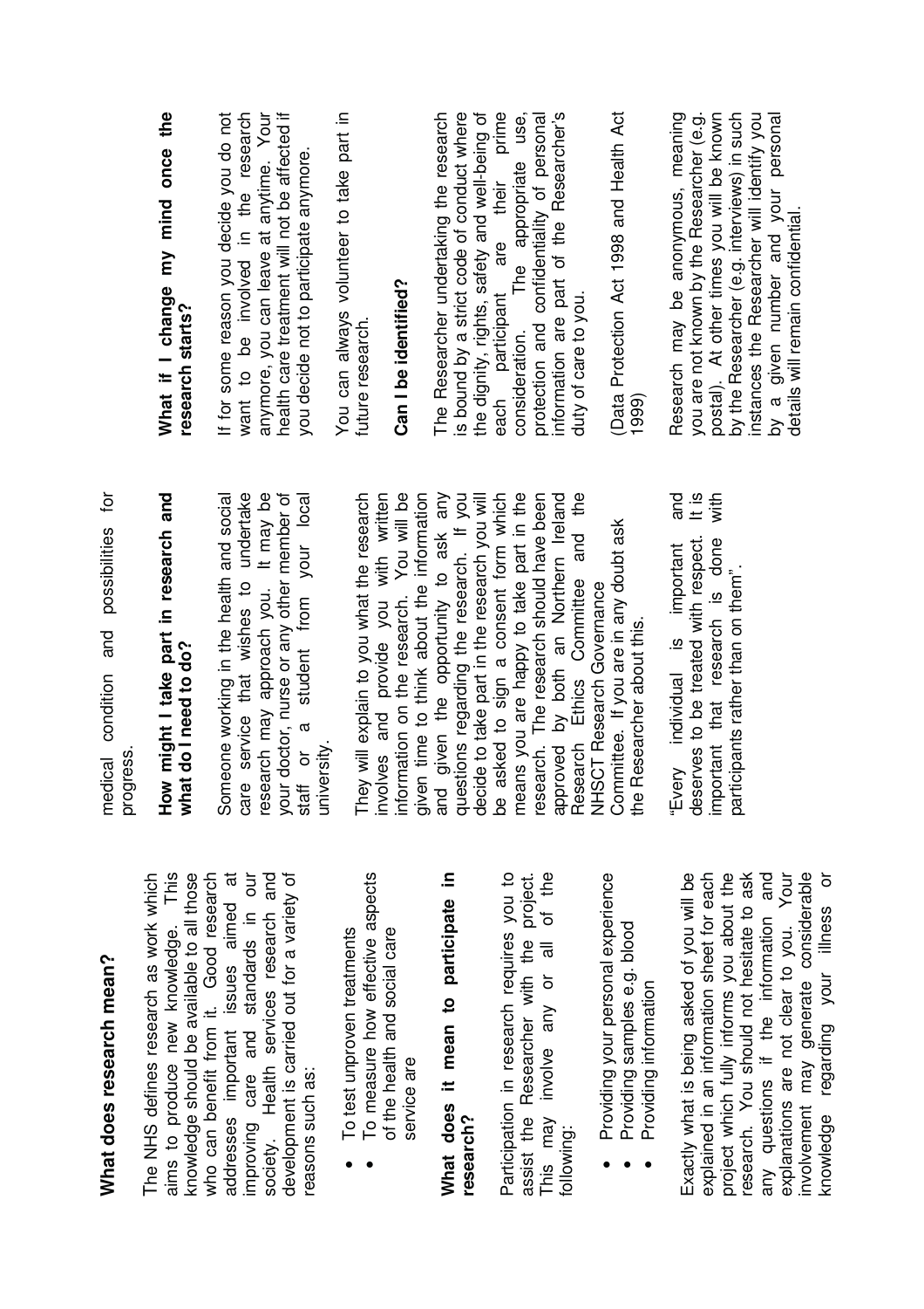## What does research mean?

The NHS defines research as work which aims to produce new knowledge. This knowledge should be available to all those who can benefit from it. Good research addresses important issues aimed at improving care and standards in our society. Health services research and development is carried out for a variety of reasons such as:

- To test unproven treatments
- To measure how effective aspects of the health and social care service are

## What does it mean to participate in research?

Participation in research requires you to assist the Researcher with the project. This may involve any or all of the following:

- Providing your personal experience
- Providing samples e.g. blood
- Providing information

Exactly what is being asked of you will be explained in an information sheet for each project which fully informs you about the research. You should not hesitate to ask any questions if the information and explanations are not clear to you. Your involvement may generate considerable knowledge regarding your illness or medical condition and possibilities for progress.

## How might I take part in research and what do I need to do?

Someone working in the health and social care service that wishes to undertake research may approach you. It may be your doctor, nurse or any other member of staff or a student from your local university.

They will explain to you what the research involves and provide you with written information on the research. You will be given time to think about the information and given the opportunity to ask any questions regarding the research. If you decide to take part in the research you will be asked to sign a consent form which means you are happy to take part in the research. The research should have been approved by both an Northern Ireland Research Ethics Committee and the NHSCT Research Governance Committee. If you are in any doubt ask the Researcher about this.

"Every individual is important and deserves to be treated with respect. It is important that research is done with participants rather than on them".

## What if I change my mind once the research starts?

If for some reason you decide you do not want to be involved in the research anymore, you can leave at anytime. Your health care treatment will not be affected if you decide not to participate anymore.

You can always volunteer to take part in future research.

## Can I be identified?

The Researcher undertaking the research is bound by a strict code of conduct where the dignity, rights, safety and well-being of each participant are their prime consideration. The appropriate use, protection and confidentiality of personal information are part of the Researcher's duty of care to you.

(Data Protection Act 1998 and Health Act 1999)

Research may be anonymous, meaning you are not known by the Researcher (e.g. postal). At other times you will be known by the Researcher (e.g. interviews) in such instances the Researcher will identify you by a given number and your personal details will remain confidential.